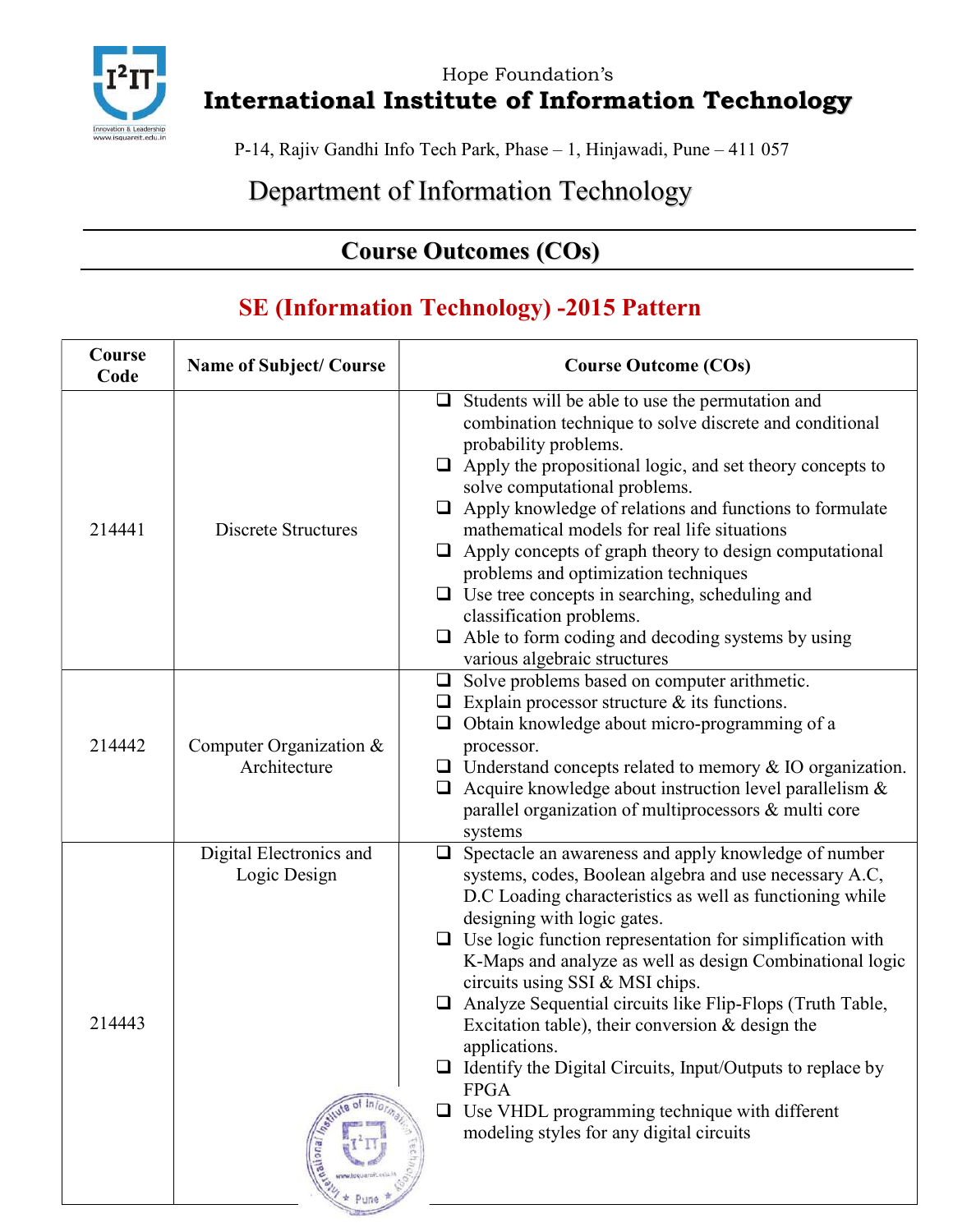Hope Foundation's

# International Institute of Information Technology

P-14, Rajiv Gandhi Info Tech Park, Phase – 1, Hinjawadi, Pune – 411 057

## Department of Information Technology

## Course Outcomes (COs)

## SE (Information Technology) -2015 Pattern

| Course Code | Name of Subject/ Course | Course Outcome (COs) |
|---|---|---|
| 214441 | Discrete Structures | ❑ Students will be able to use the permutation and combination technique to solve discrete and conditional probability problems.<br>❑ Apply the propositional logic, and set theory concepts to solve computational problems.<br>❑ Apply knowledge of relations and functions to formulate mathematical models for real life situations<br>❑ Apply concepts of graph theory to design computational problems and optimization techniques<br>❑ Use tree concepts in searching, scheduling and classification problems.<br>❑ Able to form coding and decoding systems by using various algebraic structures |
| 214442 | Computer Organization & Architecture | ❑ Solve problems based on computer arithmetic.<br>❑ Explain processor structure & its functions.<br>❑ Obtain knowledge about micro-programming of a processor.<br>❑ Understand concepts related to memory & IO organization.<br>❑ Acquire knowledge about instruction level parallelism & parallel organization of multiprocessors & multi core systems |
| 214443 | Digital Electronics and Logic Design | ❑ Spectacle an awareness and apply knowledge of number systems, codes, Boolean algebra and use necessary A.C, D.C Loading characteristics as well as functioning while designing with logic gates.<br>❑ Use logic function representation for simplification with K-Maps and analyze as well as design Combinational logic circuits using SSI & MSI chips.<br>❑ Analyze Sequential circuits like Flip-Flops (Truth Table, Excitation table), their conversion & design the applications.<br>❑ Identify the Digital Circuits, Input/Outputs to replace by FPGA<br>❑ Use VHDL programming technique with different modeling styles for any digital circuits |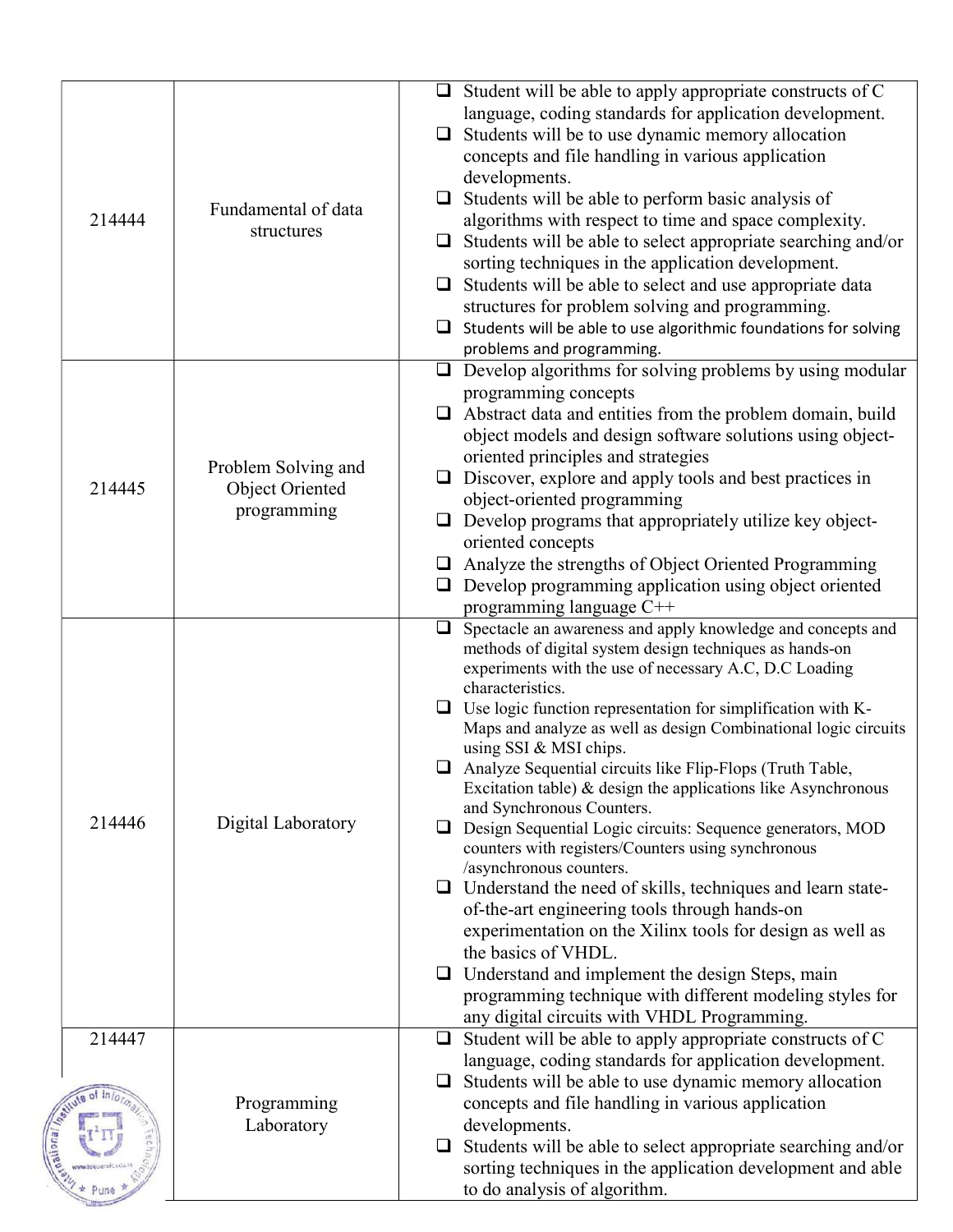| | | |
|---|---|---|
| 214444 | Fundamental of data structures | ❑ Student will be able to apply appropriate constructs of C language, coding standards for application development.<br>❑ Students will be to use dynamic memory allocation concepts and file handling in various application developments.<br>❑ Students will be able to perform basic analysis of algorithms with respect to time and space complexity.<br>❑ Students will be able to select appropriate searching and/or sorting techniques in the application development.<br>❑ Students will be able to select and use appropriate data structures for problem solving and programming.<br>❑ Students will be able to use algorithmic foundations for solving problems and programming. |
| 214445 | Problem Solving and Object Oriented programming | ❑ Develop algorithms for solving problems by using modular programming concepts<br>❑ Abstract data and entities from the problem domain, build object models and design software solutions using object-oriented principles and strategies<br>❑ Discover, explore and apply tools and best practices in object-oriented programming<br>❑ Develop programs that appropriately utilize key object-oriented concepts<br>❑ Analyze the strengths of Object Oriented Programming<br>❑ Develop programming application using object oriented programming language C++ |
| 214446 | Digital Laboratory | ❑ Spectacle an awareness and apply knowledge and concepts and methods of digital system design techniques as hands-on experiments with the use of necessary A.C, D.C Loading characteristics.<br>❑ Use logic function representation for simplification with K-Maps and analyze as well as design Combinational logic circuits using SSI & MSI chips.<br>❑ Analyze Sequential circuits like Flip-Flops (Truth Table, Excitation table) & design the applications like Asynchronous and Synchronous Counters.<br>❑ Design Sequential Logic circuits: Sequence generators, MOD counters with registers/Counters using synchronous /asynchronous counters.<br>❑ Understand the need of skills, techniques and learn state-of-the-art engineering tools through hands-on experimentation on the Xilinx tools for design as well as the basics of VHDL.<br>❑ Understand and implement the design Steps, main programming technique with different modeling styles for any digital circuits with VHDL Programming. |
| 214447 | Programming Laboratory | ❑ Student will be able to apply appropriate constructs of C language, coding standards for application development.<br>❑ Students will be able to use dynamic memory allocation concepts and file handling in various application developments.<br>❑ Students will be able to select appropriate searching and/or sorting techniques in the application development and able to do analysis of algorithm. |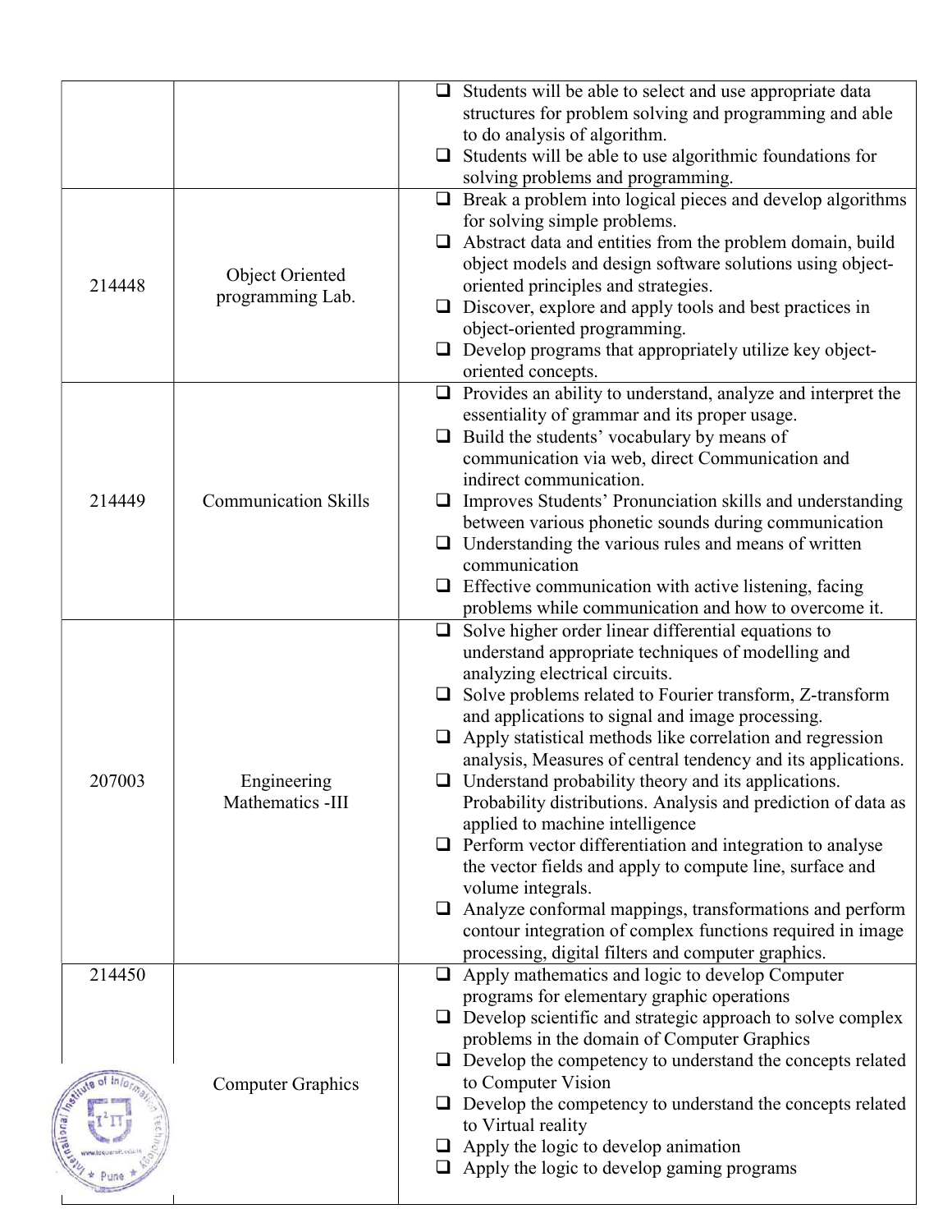| | | |
|---|---|---|
| | | ❑ Students will be able to select and use appropriate data structures for problem solving and programming and able to do analysis of algorithm.<br>❑ Students will be able to use algorithmic foundations for solving problems and programming. |
| 214448 | Object Oriented programming Lab. | ❑ Break a problem into logical pieces and develop algorithms for solving simple problems.<br>❑ Abstract data and entities from the problem domain, build object models and design software solutions using object-oriented principles and strategies.<br>❑ Discover, explore and apply tools and best practices in object-oriented programming.<br>❑ Develop programs that appropriately utilize key object-oriented concepts. |
| 214449 | Communication Skills | ❑ Provides an ability to understand, analyze and interpret the essentiality of grammar and its proper usage.<br>❑ Build the students' vocabulary by means of communication via web, direct Communication and indirect communication.<br>❑ Improves Students' Pronunciation skills and understanding between various phonetic sounds during communication<br>❑ Understanding the various rules and means of written communication<br>❑ Effective communication with active listening, facing problems while communication and how to overcome it. |
| 207003 | Engineering Mathematics -III | ❑ Solve higher order linear differential equations to understand appropriate techniques of modelling and analyzing electrical circuits.<br>❑ Solve problems related to Fourier transform, Z-transform and applications to signal and image processing.<br>❑ Apply statistical methods like correlation and regression analysis, Measures of central tendency and its applications.<br>❑ Understand probability theory and its applications. Probability distributions. Analysis and prediction of data as applied to machine intelligence<br>❑ Perform vector differentiation and integration to analyse the vector fields and apply to compute line, surface and volume integrals.<br>❑ Analyze conformal mappings, transformations and perform contour integration of complex functions required in image processing, digital filters and computer graphics. |
| 214450 | Computer Graphics | ❑ Apply mathematics and logic to develop Computer programs for elementary graphic operations<br>❑ Develop scientific and strategic approach to solve complex problems in the domain of Computer Graphics<br>❑ Develop the competency to understand the concepts related to Computer Vision<br>❑ Develop the competency to understand the concepts related to Virtual reality<br>❑ Apply the logic to develop animation<br>❑ Apply the logic to develop gaming programs |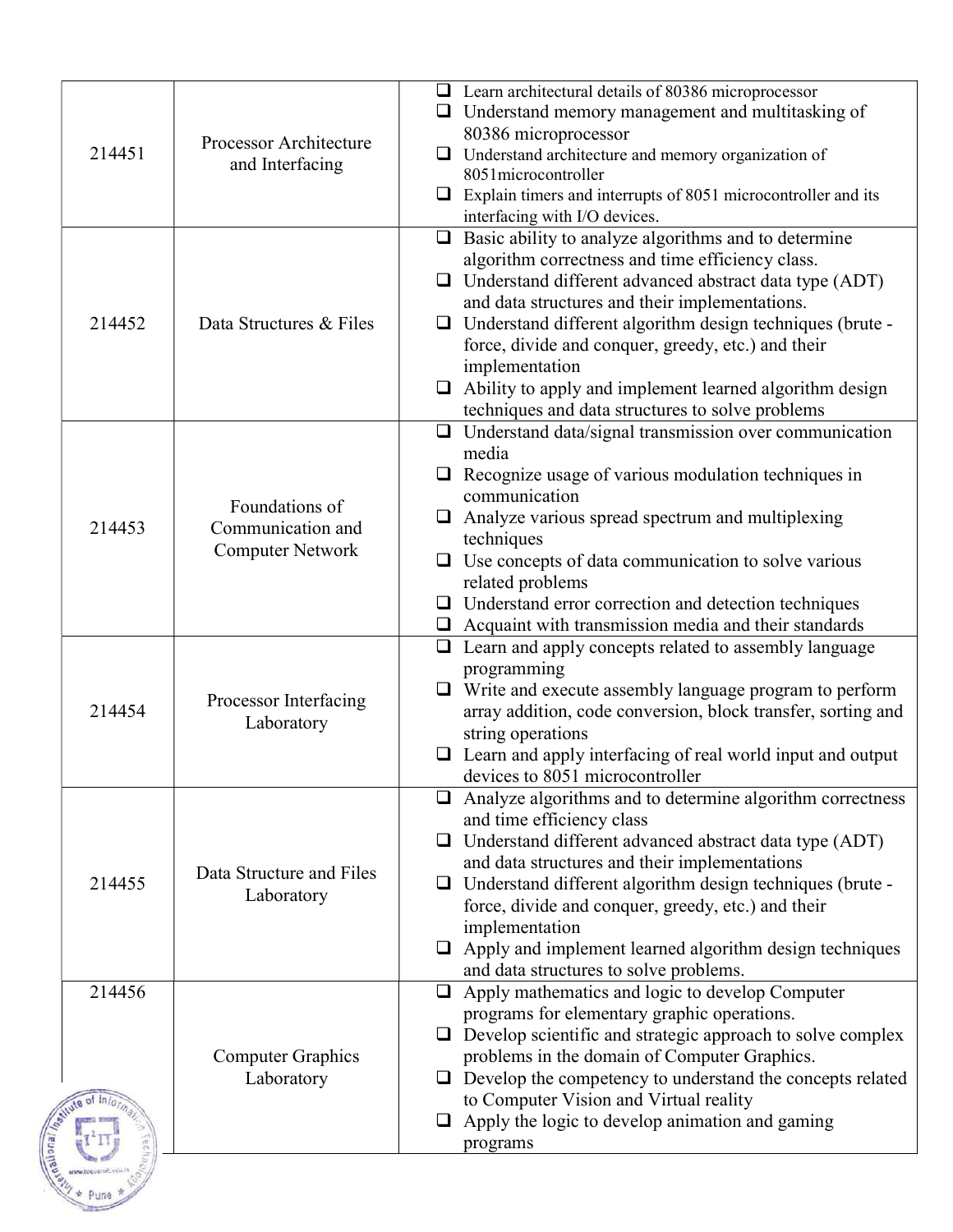| | | |
|---|---|---|
| 214451 | Processor Architecture and Interfacing | ❑ Learn architectural details of 80386 microprocessor<br>❑ Understand memory management and multitasking of 80386 microprocessor<br>❑ Understand architecture and memory organization of 8051microcontroller<br>❑ Explain timers and interrupts of 8051 microcontroller and its interfacing with I/O devices. |
| 214452 | Data Structures & Files | ❑ Basic ability to analyze algorithms and to determine algorithm correctness and time efficiency class.<br>❑ Understand different advanced abstract data type (ADT) and data structures and their implementations.<br>❑ Understand different algorithm design techniques (brute - force, divide and conquer, greedy, etc.) and their implementation<br>❑ Ability to apply and implement learned algorithm design techniques and data structures to solve problems |
| 214453 | Foundations of Communication and Computer Network | ❑ Understand data/signal transmission over communication media<br>❑ Recognize usage of various modulation techniques in communication<br>❑ Analyze various spread spectrum and multiplexing techniques<br>❑ Use concepts of data communication to solve various related problems<br>❑ Understand error correction and detection techniques<br>❑ Acquaint with transmission media and their standards |
| 214454 | Processor Interfacing Laboratory | ❑ Learn and apply concepts related to assembly language programming<br>❑ Write and execute assembly language program to perform array addition, code conversion, block transfer, sorting and string operations<br>❑ Learn and apply interfacing of real world input and output devices to 8051 microcontroller |
| 214455 | Data Structure and Files Laboratory | ❑ Analyze algorithms and to determine algorithm correctness and time efficiency class<br>❑ Understand different advanced abstract data type (ADT) and data structures and their implementations<br>❑ Understand different algorithm design techniques (brute - force, divide and conquer, greedy, etc.) and their implementation<br>❑ Apply and implement learned algorithm design techniques and data structures to solve problems. |
| 214456 | Computer Graphics Laboratory | ❑ Apply mathematics and logic to develop Computer programs for elementary graphic operations.<br>❑ Develop scientific and strategic approach to solve complex problems in the domain of Computer Graphics.<br>❑ Develop the competency to understand the concepts related to Computer Vision and Virtual reality<br>❑ Apply the logic to develop animation and gaming programs |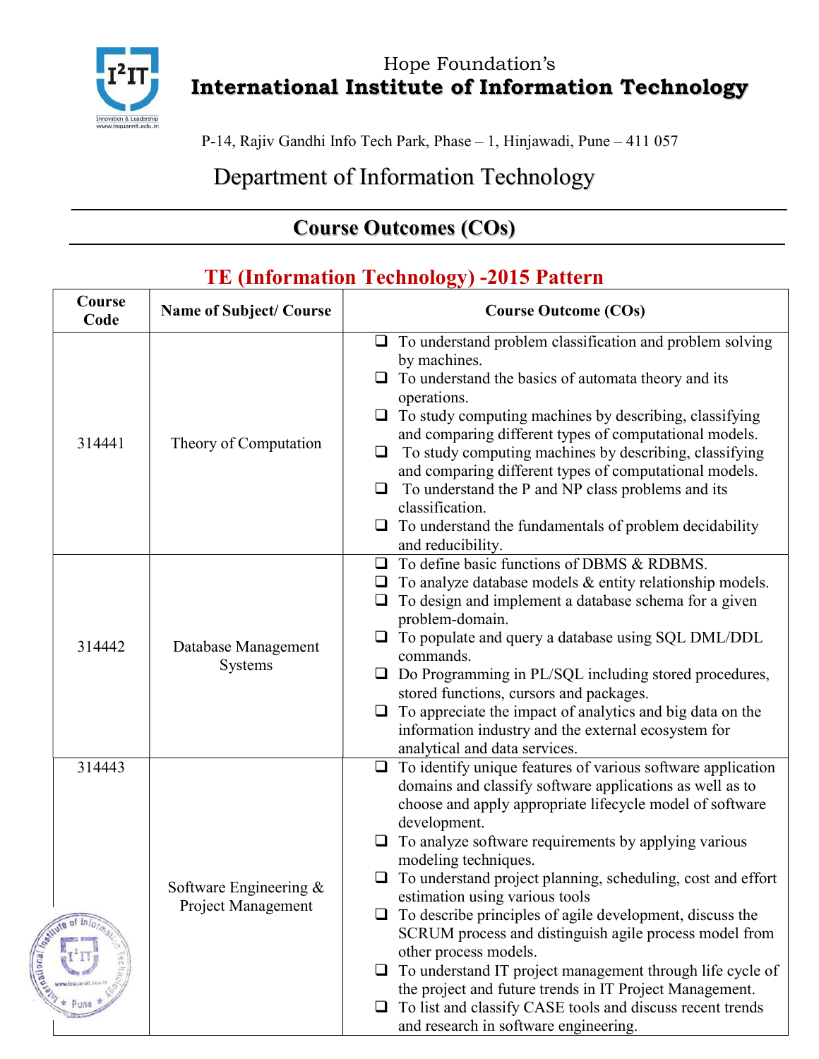Hope Foundation's

# International Institute of Information Technology

P-14, Rajiv Gandhi Info Tech Park, Phase – 1, Hinjawadi, Pune – 411 057

## Department of Information Technology

## Course Outcomes (COs)

### TE (Information Technology) -2015 Pattern

| Course Code | Name of Subject/ Course | Course Outcome (COs) |
|---|---|---|
| 314441 | Theory of Computation | ❑ To understand problem classification and problem solving by machines.<br>❑ To understand the basics of automata theory and its operations.<br>❑ To study computing machines by describing, classifying and comparing different types of computational models.<br>❑ To study computing machines by describing, classifying and comparing different types of computational models.<br>❑ To understand the P and NP class problems and its classification.<br>❑ To understand the fundamentals of problem decidability and reducibility. |
| 314442 | Database Management Systems | ❑ To define basic functions of DBMS & RDBMS.<br>❑ To analyze database models & entity relationship models.<br>❑ To design and implement a database schema for a given problem-domain.<br>❑ To populate and query a database using SQL DML/DDL commands.<br>❑ Do Programming in PL/SQL including stored procedures, stored functions, cursors and packages.<br>❑ To appreciate the impact of analytics and big data on the information industry and the external ecosystem for analytical and data services. |
| 314443 | Software Engineering & Project Management | ❑ To identify unique features of various software application domains and classify software applications as well as to choose and apply appropriate lifecycle model of software development.<br>❑ To analyze software requirements by applying various modeling techniques.<br>❑ To understand project planning, scheduling, cost and effort estimation using various tools<br>❑ To describe principles of agile development, discuss the SCRUM process and distinguish agile process model from other process models.<br>❑ To understand IT project management through life cycle of the project and future trends in IT Project Management.<br>❑ To list and classify CASE tools and discuss recent trends and research in software engineering. |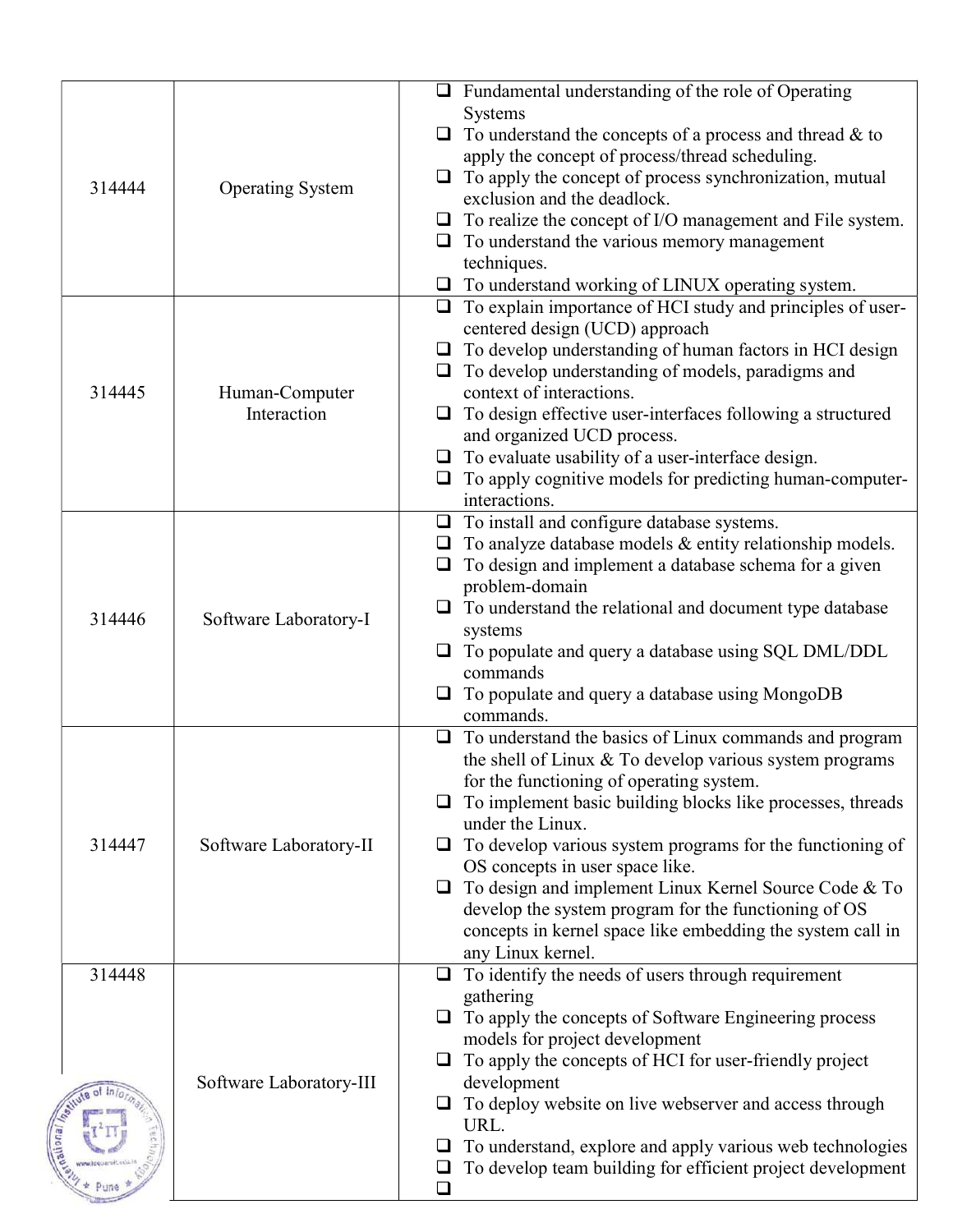| | | |
|---|---|---|
| 314444 | Operating System | ❑ Fundamental understanding of the role of Operating Systems<br>❑ To understand the concepts of a process and thread & to apply the concept of process/thread scheduling.<br>❑ To apply the concept of process synchronization, mutual exclusion and the deadlock.<br>❑ To realize the concept of I/O management and File system.<br>❑ To understand the various memory management techniques.<br>❑ To understand working of LINUX operating system. |
| 314445 | Human-Computer Interaction | ❑ To explain importance of HCI study and principles of user-centered design (UCD) approach<br>❑ To develop understanding of human factors in HCI design<br>❑ To develop understanding of models, paradigms and context of interactions.<br>❑ To design effective user-interfaces following a structured and organized UCD process.<br>❑ To evaluate usability of a user-interface design.<br>❑ To apply cognitive models for predicting human-computer-interactions. |
| 314446 | Software Laboratory-I | ❑ To install and configure database systems.<br>❑ To analyze database models & entity relationship models.<br>❑ To design and implement a database schema for a given problem-domain<br>❑ To understand the relational and document type database systems<br>❑ To populate and query a database using SQL DML/DDL commands<br>❑ To populate and query a database using MongoDB commands. |
| 314447 | Software Laboratory-II | ❑ To understand the basics of Linux commands and program the shell of Linux & To develop various system programs for the functioning of operating system.<br>❑ To implement basic building blocks like processes, threads under the Linux.<br>❑ To develop various system programs for the functioning of OS concepts in user space like.<br>❑ To design and implement Linux Kernel Source Code & To develop the system program for the functioning of OS concepts in kernel space like embedding the system call in any Linux kernel. |
| 314448 | Software Laboratory-III | ❑ To identify the needs of users through requirement gathering<br>❑ To apply the concepts of Software Engineering process models for project development<br>❑ To apply the concepts of HCI for user-friendly project development<br>❑ To deploy website on live webserver and access through URL.<br>❑ To understand, explore and apply various web technologies<br>❑ To develop team building for efficient project development<br>❑ |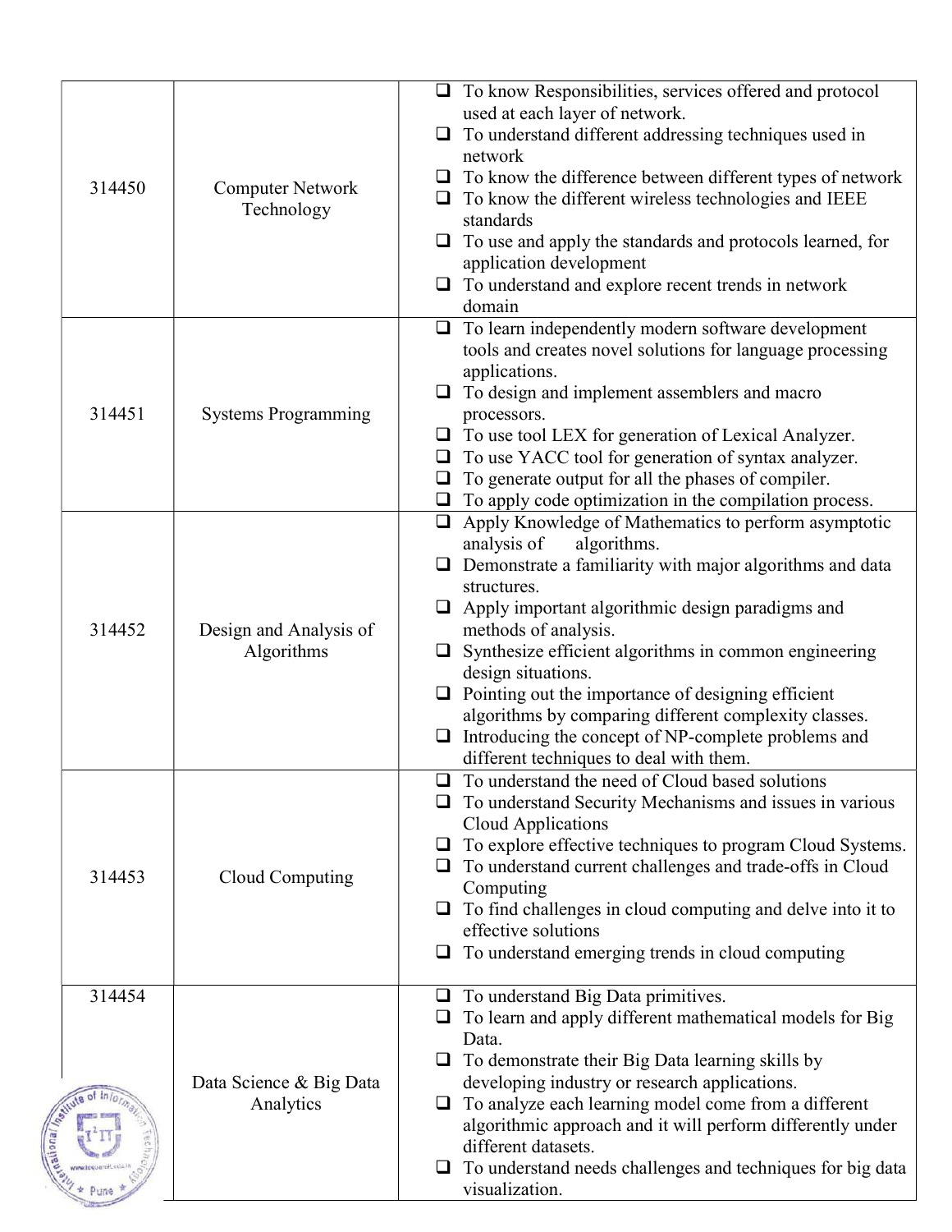| | | |
|---|---|---|
| 314450 | Computer Network Technology | - To know Responsibilities, services offered and protocol used at each layer of network.<br>- To understand different addressing techniques used in network<br>- To know the difference between different types of network<br>- To know the different wireless technologies and IEEE standards<br>- To use and apply the standards and protocols learned, for application development<br>- To understand and explore recent trends in network domain |
| 314451 | Systems Programming | - To learn independently modern software development tools and creates novel solutions for language processing applications.<br>- To design and implement assemblers and macro processors.<br>- To use tool LEX for generation of Lexical Analyzer.<br>- To use YACC tool for generation of syntax analyzer.<br>- To generate output for all the phases of compiler.<br>- To apply code optimization in the compilation process. |
| 314452 | Design and Analysis of Algorithms | - Apply Knowledge of Mathematics to perform asymptotic analysis of algorithms.<br>- Demonstrate a familiarity with major algorithms and data structures.<br>- Apply important algorithmic design paradigms and methods of analysis.<br>- Synthesize efficient algorithms in common engineering design situations.<br>- Pointing out the importance of designing efficient algorithms by comparing different complexity classes.<br>- Introducing the concept of NP-complete problems and different techniques to deal with them. |
| 314453 | Cloud Computing | - To understand the need of Cloud based solutions<br>- To understand Security Mechanisms and issues in various Cloud Applications<br>- To explore effective techniques to program Cloud Systems.<br>- To understand current challenges and trade-offs in Cloud Computing<br>- To find challenges in cloud computing and delve into it to effective solutions<br>- To understand emerging trends in cloud computing |
| 314454 | Data Science & Big Data Analytics | - To understand Big Data primitives.<br>- To learn and apply different mathematical models for Big Data.<br>- To demonstrate their Big Data learning skills by developing industry or research applications.<br>- To analyze each learning model come from a different algorithmic approach and it will perform differently under different datasets.<br>- To understand needs challenges and techniques for big data visualization. |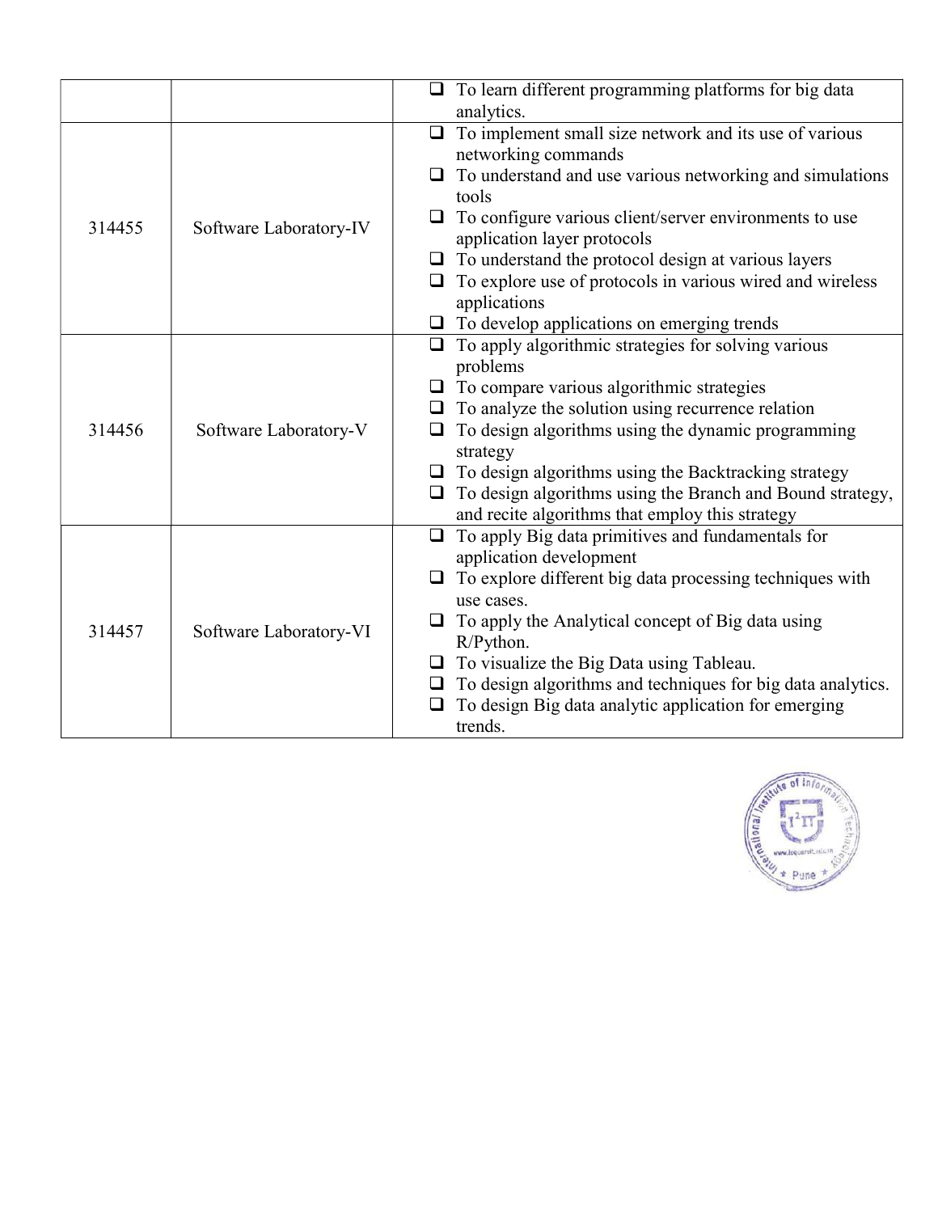| | | |
|---|---|---|
| | | ❑ To learn different programming platforms for big data analytics. |
| 314455 | Software Laboratory-IV | ❑ To implement small size network and its use of various networking commands<br>❑ To understand and use various networking and simulations tools<br>❑ To configure various client/server environments to use application layer protocols<br>❑ To understand the protocol design at various layers<br>❑ To explore use of protocols in various wired and wireless applications<br>❑ To develop applications on emerging trends |
| 314456 | Software Laboratory-V | ❑ To apply algorithmic strategies for solving various problems<br>❑ To compare various algorithmic strategies<br>❑ To analyze the solution using recurrence relation<br>❑ To design algorithms using the dynamic programming strategy<br>❑ To design algorithms using the Backtracking strategy<br>❑ To design algorithms using the Branch and Bound strategy, and recite algorithms that employ this strategy |
| 314457 | Software Laboratory-VI | ❑ To apply Big data primitives and fundamentals for application development<br>❑ To explore different big data processing techniques with use cases.<br>❑ To apply the Analytical concept of Big data using R/Python.<br>❑ To visualize the Big Data using Tableau.<br>❑ To design algorithms and techniques for big data analytics.<br>❑ To design Big data analytic application for emerging trends. |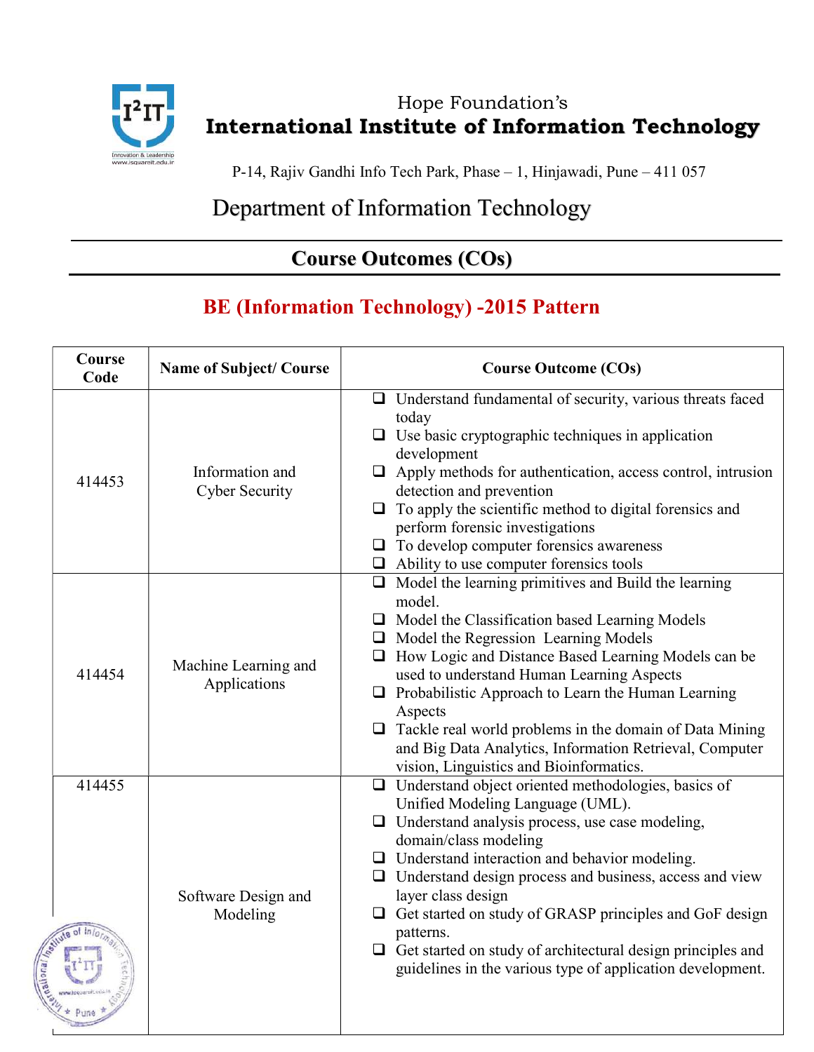Hope Foundation's

# International Institute of Information Technology

P-14, Rajiv Gandhi Info Tech Park, Phase – 1, Hinjawadi, Pune – 411 057

## Department of Information Technology

## Course Outcomes (COs)

## BE (Information Technology) -2015 Pattern

| Course Code | Name of Subject/ Course | Course Outcome (COs) |
|---|---|---|
| 414453 | Information and Cyber Security | ❑ Understand fundamental of security, various threats faced today<br>❑ Use basic cryptographic techniques in application development<br>❑ Apply methods for authentication, access control, intrusion detection and prevention<br>❑ To apply the scientific method to digital forensics and perform forensic investigations<br>❑ To develop computer forensics awareness<br>❑ Ability to use computer forensics tools |
| 414454 | Machine Learning and Applications | ❑ Model the learning primitives and Build the learning model.<br>❑ Model the Classification based Learning Models<br>❑ Model the Regression Learning Models<br>❑ How Logic and Distance Based Learning Models can be used to understand Human Learning Aspects<br>❑ Probabilistic Approach to Learn the Human Learning Aspects<br>❑ Tackle real world problems in the domain of Data Mining and Big Data Analytics, Information Retrieval, Computer vision, Linguistics and Bioinformatics. |
| 414455 | Software Design and Modeling | ❑ Understand object oriented methodologies, basics of Unified Modeling Language (UML).<br>❑ Understand analysis process, use case modeling, domain/class modeling<br>❑ Understand interaction and behavior modeling.<br>❑ Understand design process and business, access and view layer class design<br>❑ Get started on study of GRASP principles and GoF design patterns.<br>❑ Get started on study of architectural design principles and guidelines in the various type of application development. |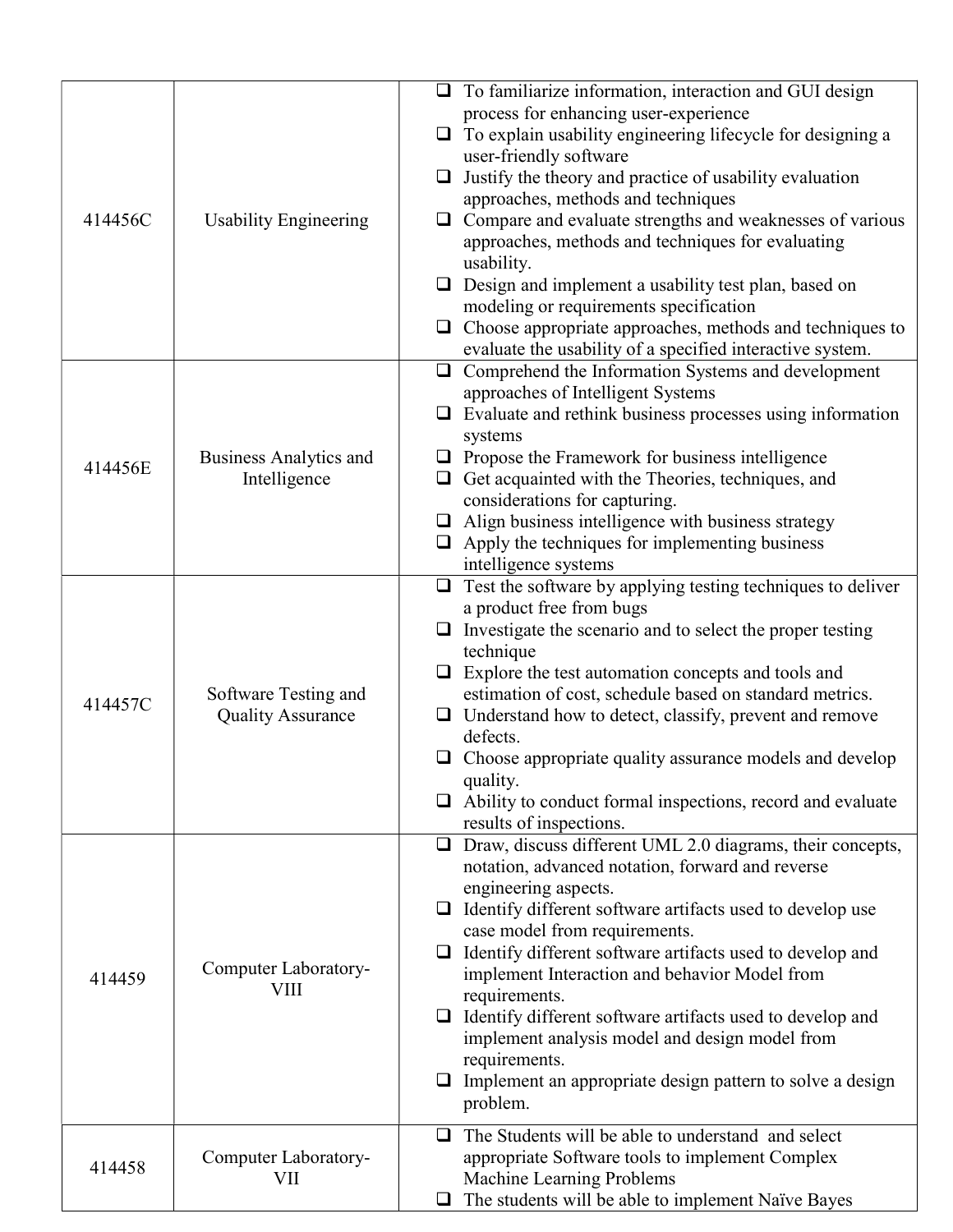| | | |
|---|---|---|
| 414456C | Usability Engineering | ❑ To familiarize information, interaction and GUI design process for enhancing user-experience<br>❑ To explain usability engineering lifecycle for designing a user-friendly software<br>❑ Justify the theory and practice of usability evaluation approaches, methods and techniques<br>❑ Compare and evaluate strengths and weaknesses of various approaches, methods and techniques for evaluating usability.<br>❑ Design and implement a usability test plan, based on modeling or requirements specification<br>❑ Choose appropriate approaches, methods and techniques to evaluate the usability of a specified interactive system. |
| 414456E | Business Analytics and Intelligence | ❑ Comprehend the Information Systems and development approaches of Intelligent Systems<br>❑ Evaluate and rethink business processes using information systems<br>❑ Propose the Framework for business intelligence<br>❑ Get acquainted with the Theories, techniques, and considerations for capturing.<br>❑ Align business intelligence with business strategy<br>❑ Apply the techniques for implementing business intelligence systems |
| 414457C | Software Testing and Quality Assurance | ❑ Test the software by applying testing techniques to deliver a product free from bugs<br>❑ Investigate the scenario and to select the proper testing technique<br>❑ Explore the test automation concepts and tools and estimation of cost, schedule based on standard metrics.<br>❑ Understand how to detect, classify, prevent and remove defects.<br>❑ Choose appropriate quality assurance models and develop quality.<br>❑ Ability to conduct formal inspections, record and evaluate results of inspections. |
| 414459 | Computer Laboratory-VIII | ❑ Draw, discuss different UML 2.0 diagrams, their concepts, notation, advanced notation, forward and reverse engineering aspects.<br>❑ Identify different software artifacts used to develop use case model from requirements.<br>❑ Identify different software artifacts used to develop and implement Interaction and behavior Model from requirements.<br>❑ Identify different software artifacts used to develop and implement analysis model and design model from requirements.<br>❑ Implement an appropriate design pattern to solve a design problem. |
| 414458 | Computer Laboratory-VII | ❑ The Students will be able to understand and select appropriate Software tools to implement Complex Machine Learning Problems<br>❑ The students will be able to implement Naïve Bayes |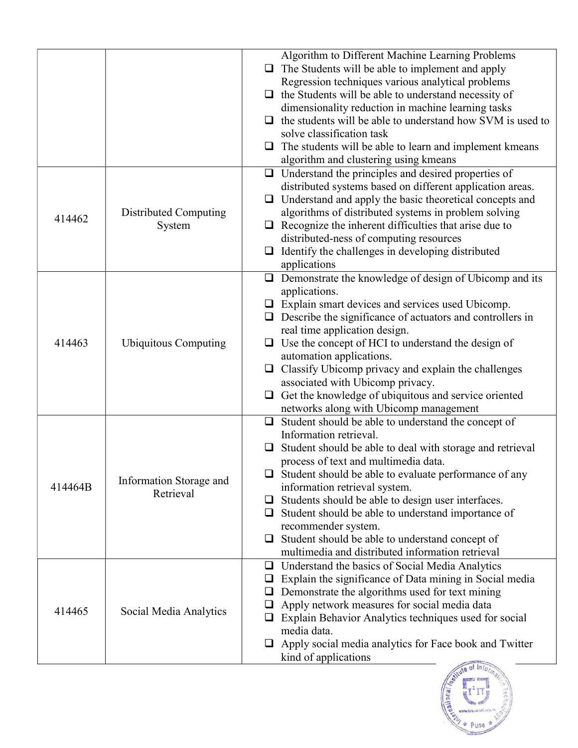| | | |
|---|---|---|
| | | Algorithm to Different Machine Learning Problems<br>❑ The Students will be able to implement and apply Regression techniques various analytical problems<br>❑ the Students will be able to understand necessity of dimensionality reduction in machine learning tasks<br>❑ the students will be able to understand how SVM is used to solve classification task<br>❑ The students will be able to learn and implement kmeans algorithm and clustering using kmeans |
| 414462 | Distributed Computing System | ❑ Understand the principles and desired properties of distributed systems based on different application areas.<br>❑ Understand and apply the basic theoretical concepts and algorithms of distributed systems in problem solving<br>❑ Recognize the inherent difficulties that arise due to distributed-ness of computing resources<br>❑ Identify the challenges in developing distributed applications |
| 414463 | Ubiquitous Computing | ❑ Demonstrate the knowledge of design of Ubicomp and its applications.<br>❑ Explain smart devices and services used Ubicomp.<br>❑ Describe the significance of actuators and controllers in real time application design.<br>❑ Use the concept of HCI to understand the design of automation applications.<br>❑ Classify Ubicomp privacy and explain the challenges associated with Ubicomp privacy.<br>❑ Get the knowledge of ubiquitous and service oriented networks along with Ubicomp management |
| 414464B | Information Storage and Retrieval | ❑ Student should be able to understand the concept of Information retrieval.<br>❑ Student should be able to deal with storage and retrieval process of text and multimedia data.<br>❑ Student should be able to evaluate performance of any information retrieval system.<br>❑ Students should be able to design user interfaces.<br>❑ Student should be able to understand importance of recommender system.<br>❑ Student should be able to understand concept of multimedia and distributed information retrieval |
| 414465 | Social Media Analytics | ❑ Understand the basics of Social Media Analytics<br>❑ Explain the significance of Data mining in Social media<br>❑ Demonstrate the algorithms used for text mining<br>❑ Apply network measures for social media data<br>❑ Explain Behavior Analytics techniques used for social media data.<br>❑ Apply social media analytics for Face book and Twitter kind of applications |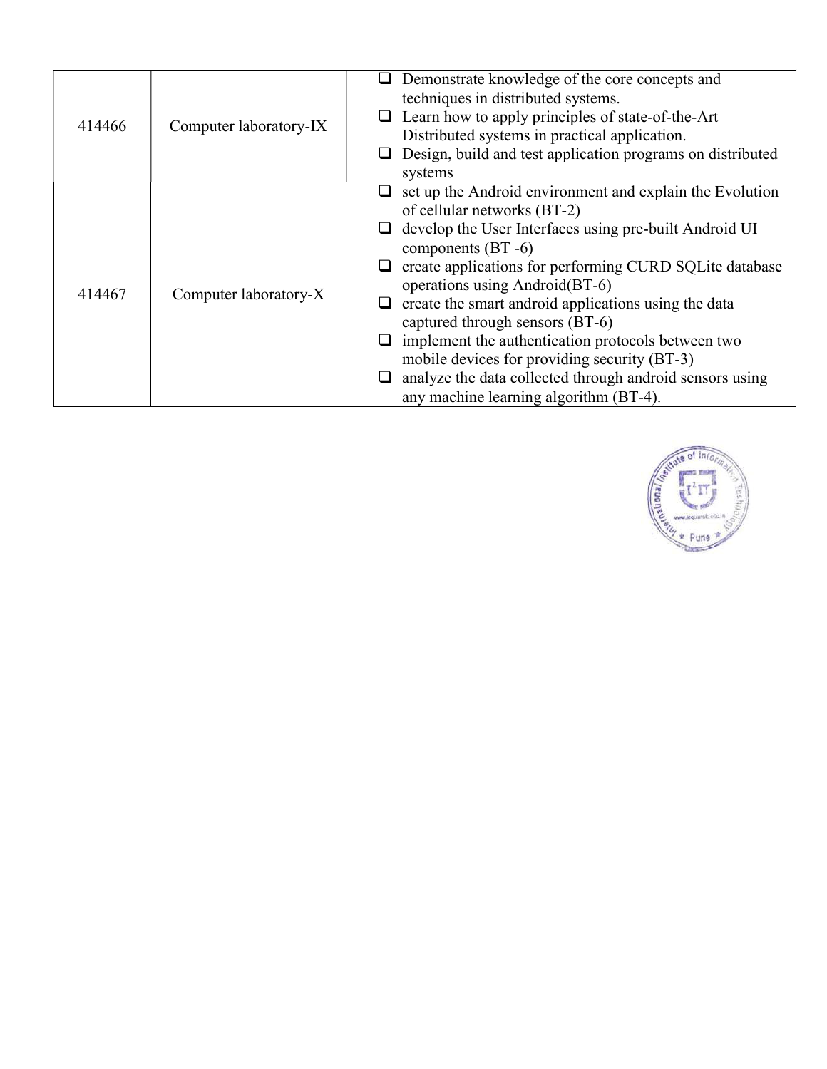| | | |
|---|---|---|
| 414466 | Computer laboratory-IX | ❑ Demonstrate knowledge of the core concepts and techniques in distributed systems.<br>❑ Learn how to apply principles of state-of-the-Art Distributed systems in practical application.<br>❑ Design, build and test application programs on distributed systems |
| 414467 | Computer laboratory-X | ❑ set up the Android environment and explain the Evolution of cellular networks (BT-2)<br>❑ develop the User Interfaces using pre-built Android UI components (BT -6)<br>❑ create applications for performing CURD SQLite database operations using Android(BT-6)<br>❑ create the smart android applications using the data captured through sensors (BT-6)<br>❑ implement the authentication protocols between two mobile devices for providing security (BT-3)<br>❑ analyze the data collected through android sensors using any machine learning algorithm (BT-4). |